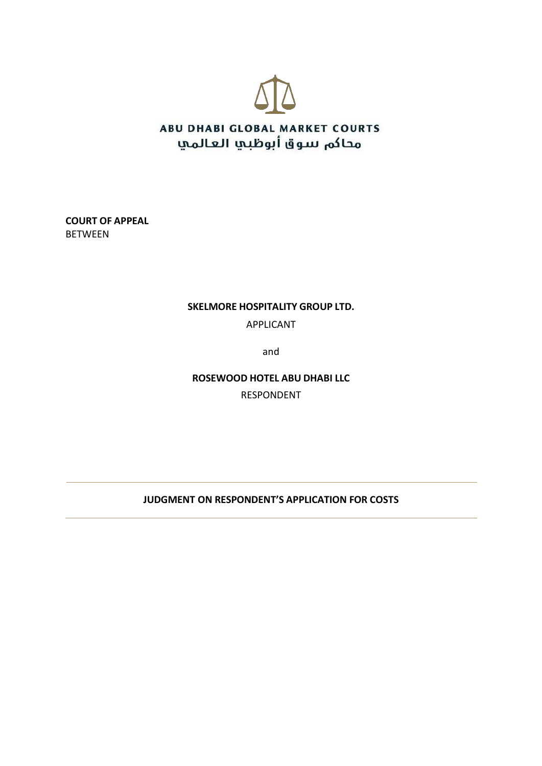ABU DHABI GLOBAL MARKET COURTS

محاكم سوق أبوظبي العالمي

**COURT OF APPEAL**

BETWEEN

**SKELMORE HOSPITALITY GROUP LTD.**

APPLICANT

and

**ROSEWOOD HOTEL ABU DHABI LLC**

RESPONDENT

---

**JUDGMENT ON RESPONDENT'S APPLICATION FOR COSTS**

---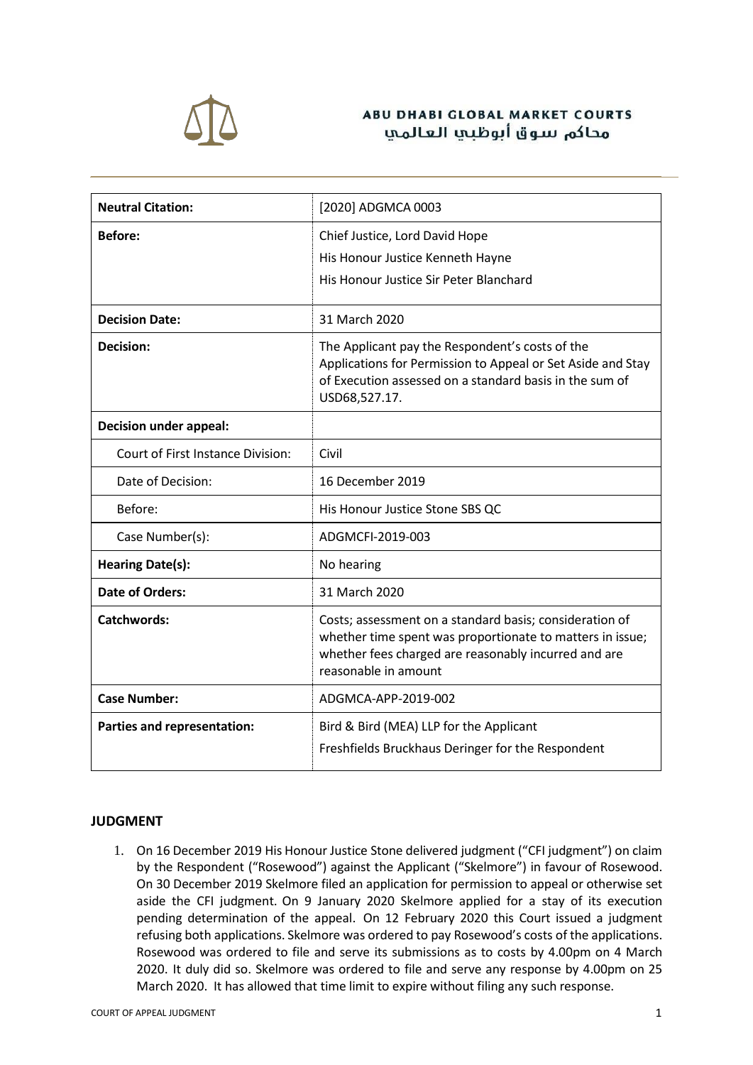**ABU DHABI GLOBAL MARKET COURTS**
محاكم سوق أبوظبي العالمي

| **Neutral Citation:** | [2020] ADGMCA 0003 |
|---|---|
| **Before:** | Chief Justice, Lord David Hope<br>His Honour Justice Kenneth Hayne<br>His Honour Justice Sir Peter Blanchard |
| **Decision Date:** | 31 March 2020 |
| **Decision:** | The Applicant pay the Respondent's costs of the Applications for Permission to Appeal or Set Aside and Stay of Execution assessed on a standard basis in the sum of USD68,527.17. |
| **Decision under appeal:** | |
| Court of First Instance Division: | Civil |
| Date of Decision: | 16 December 2019 |
| Before: | His Honour Justice Stone SBS QC |
| Case Number(s): | ADGMCFI-2019-003 |
| **Hearing Date(s):** | No hearing |
| **Date of Orders:** | 31 March 2020 |
| **Catchwords:** | Costs; assessment on a standard basis; consideration of whether time spent was proportionate to matters in issue; whether fees charged are reasonably incurred and are reasonable in amount |
| **Case Number:** | ADGMCA-APP-2019-002 |
| **Parties and representation:** | Bird & Bird (MEA) LLP for the Applicant<br>Freshfields Bruckhaus Deringer for the Respondent |

## JUDGMENT

1. On 16 December 2019 His Honour Justice Stone delivered judgment ("CFI judgment") on claim by the Respondent ("Rosewood") against the Applicant ("Skelmore") in favour of Rosewood. On 30 December 2019 Skelmore filed an application for permission to appeal or otherwise set aside the CFI judgment. On 9 January 2020 Skelmore applied for a stay of its execution pending determination of the appeal. On 12 February 2020 this Court issued a judgment refusing both applications. Skelmore was ordered to pay Rosewood's costs of the applications. Rosewood was ordered to file and serve its submissions as to costs by 4.00pm on 4 March 2020. It duly did so. Skelmore was ordered to file and serve any response by 4.00pm on 25 March 2020. It has allowed that time limit to expire without filing any such response.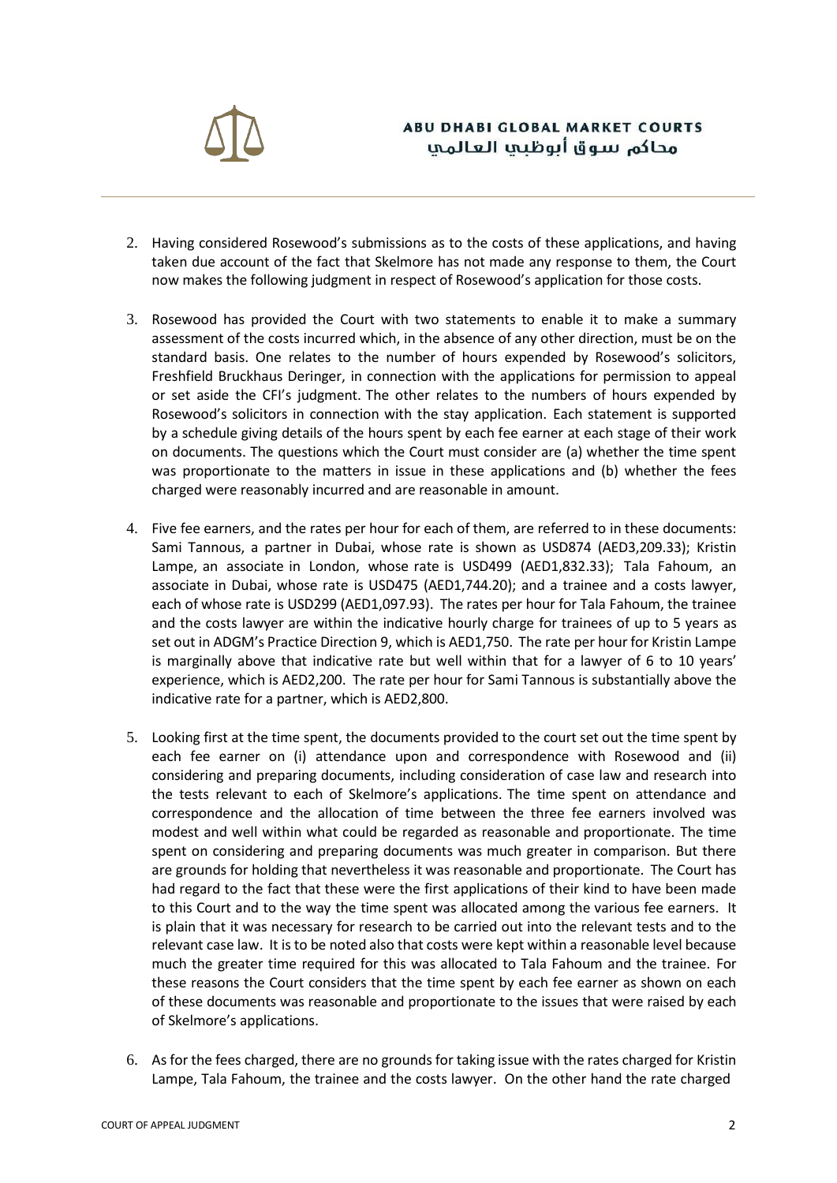2. Having considered Rosewood's submissions as to the costs of these applications, and having taken due account of the fact that Skelmore has not made any response to them, the Court now makes the following judgment in respect of Rosewood's application for those costs.

3. Rosewood has provided the Court with two statements to enable it to make a summary assessment of the costs incurred which, in the absence of any other direction, must be on the standard basis. One relates to the number of hours expended by Rosewood's solicitors, Freshfield Bruckhaus Deringer, in connection with the applications for permission to appeal or set aside the CFI's judgment. The other relates to the numbers of hours expended by Rosewood's solicitors in connection with the stay application. Each statement is supported by a schedule giving details of the hours spent by each fee earner at each stage of their work on documents. The questions which the Court must consider are (a) whether the time spent was proportionate to the matters in issue in these applications and (b) whether the fees charged were reasonably incurred and are reasonable in amount.

4. Five fee earners, and the rates per hour for each of them, are referred to in these documents: Sami Tannous, a partner in Dubai, whose rate is shown as USD874 (AED3,209.33); Kristin Lampe, an associate in London, whose rate is USD499 (AED1,832.33); Tala Fahoum, an associate in Dubai, whose rate is USD475 (AED1,744.20); and a trainee and a costs lawyer, each of whose rate is USD299 (AED1,097.93). The rates per hour for Tala Fahoum, the trainee and the costs lawyer are within the indicative hourly charge for trainees of up to 5 years as set out in ADGM's Practice Direction 9, which is AED1,750. The rate per hour for Kristin Lampe is marginally above that indicative rate but well within that for a lawyer of 6 to 10 years' experience, which is AED2,200. The rate per hour for Sami Tannous is substantially above the indicative rate for a partner, which is AED2,800.

5. Looking first at the time spent, the documents provided to the court set out the time spent by each fee earner on (i) attendance upon and correspondence with Rosewood and (ii) considering and preparing documents, including consideration of case law and research into the tests relevant to each of Skelmore's applications. The time spent on attendance and correspondence and the allocation of time between the three fee earners involved was modest and well within what could be regarded as reasonable and proportionate. The time spent on considering and preparing documents was much greater in comparison. But there are grounds for holding that nevertheless it was reasonable and proportionate. The Court has had regard to the fact that these were the first applications of their kind to have been made to this Court and to the way the time spent was allocated among the various fee earners. It is plain that it was necessary for research to be carried out into the relevant tests and to the relevant case law. It is to be noted also that costs were kept within a reasonable level because much the greater time required for this was allocated to Tala Fahoum and the trainee. For these reasons the Court considers that the time spent by each fee earner as shown on each of these documents was reasonable and proportionate to the issues that were raised by each of Skelmore's applications.

6. As for the fees charged, there are no grounds for taking issue with the rates charged for Kristin Lampe, Tala Fahoum, the trainee and the costs lawyer. On the other hand the rate charged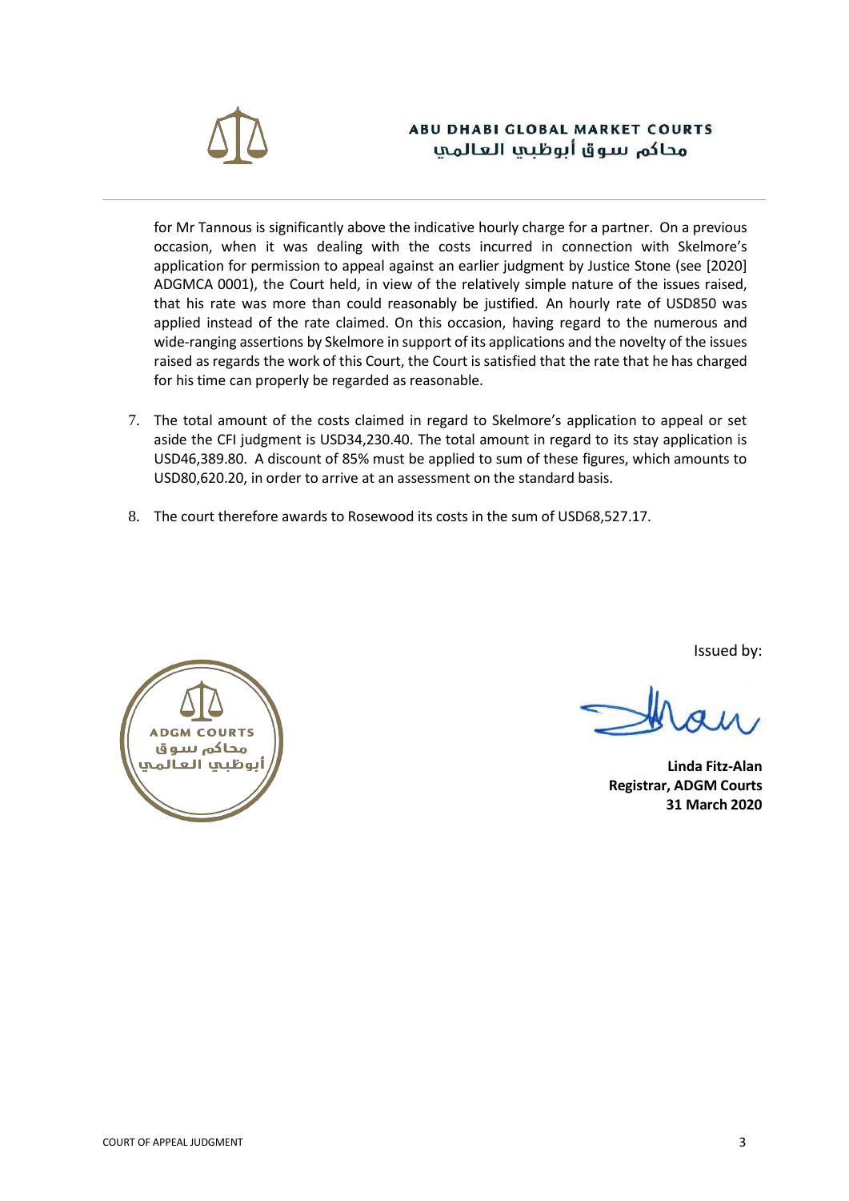for Mr Tannous is significantly above the indicative hourly charge for a partner. On a previous occasion, when it was dealing with the costs incurred in connection with Skelmore's application for permission to appeal against an earlier judgment by Justice Stone (see [2020] ADGMCA 0001), the Court held, in view of the relatively simple nature of the issues raised, that his rate was more than could reasonably be justified. An hourly rate of USD850 was applied instead of the rate claimed. On this occasion, having regard to the numerous and wide-ranging assertions by Skelmore in support of its applications and the novelty of the issues raised as regards the work of this Court, the Court is satisfied that the rate that he has charged for his time can properly be regarded as reasonable.

7. The total amount of the costs claimed in regard to Skelmore's application to appeal or set aside the CFI judgment is USD34,230.40. The total amount in regard to its stay application is USD46,389.80. A discount of 85% must be applied to sum of these figures, which amounts to USD80,620.20, in order to arrive at an assessment on the standard basis.

8. The court therefore awards to Rosewood its costs in the sum of USD68,527.17.

Issued by:

**Linda Fitz-Alan**
**Registrar, ADGM Courts**
**31 March 2020**